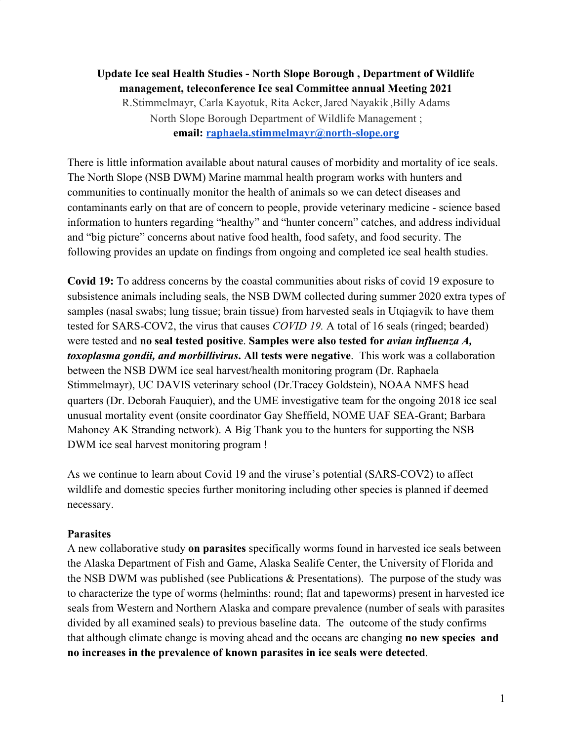**Update Ice seal Health Studies - North Slope Borough , Department of Wildlife management, teleconference Ice seal Committee annual Meeting 2021**

R.Stimmelmayr, Carla Kayotuk, Rita Acker, Jared Nayakik ,Billy Adams

North Slope Borough Department of Wildlife Management ;

**email: raphaela.stimmelmayr@north-slope.org**

There is little information available about natural causes of morbidity and mortality of ice seals. The North Slope (NSB DWM) Marine mammal health program works with hunters and communities to continually monitor the health of animals so we can detect diseases and contaminants early on that are of concern to people, provide veterinary medicine - science based information to hunters regarding "healthy" and "hunter concern" catches, and address individual and "big picture" concerns about native food health, food safety, and food security. The following provides an update on findings from ongoing and completed ice seal health studies.

**Covid 19:** To address concerns by the coastal communities about risks of covid 19 exposure to subsistence animals including seals, the NSB DWM collected during summer 2020 extra types of samples (nasal swabs; lung tissue; brain tissue) from harvested seals in Utqiagvik to have them tested for SARS-COV2, the virus that causes *COVID 19.* A total of 16 seals (ringed; bearded) were tested and **no seal tested positive**. **Samples were also tested for *avian influenza A, toxoplasma gondii, and morbillivirus*. All tests were negative**. This work was a collaboration between the NSB DWM ice seal harvest/health monitoring program (Dr. Raphaela Stimmelmayr), UC DAVIS veterinary school (Dr.Tracey Goldstein), NOAA NMFS head quarters (Dr. Deborah Fauquier), and the UME investigative team for the ongoing 2018 ice seal unusual mortality event (onsite coordinator Gay Sheffield, NOME UAF SEA-Grant; Barbara Mahoney AK Stranding network). A Big Thank you to the hunters for supporting the NSB DWM ice seal harvest monitoring program !

As we continue to learn about Covid 19 and the viruse's potential (SARS-COV2) to affect wildlife and domestic species further monitoring including other species is planned if deemed necessary.

**Parasites**

A new collaborative study **on parasites** specifically worms found in harvested ice seals between the Alaska Department of Fish and Game, Alaska Sealife Center, the University of Florida and the NSB DWM was published (see Publications & Presentations). The purpose of the study was to characterize the type of worms (helminths: round; flat and tapeworms) present in harvested ice seals from Western and Northern Alaska and compare prevalence (number of seals with parasites divided by all examined seals) to previous baseline data. The outcome of the study confirms that although climate change is moving ahead and the oceans are changing **no new species and no increases in the prevalence of known parasites in ice seals were detected**.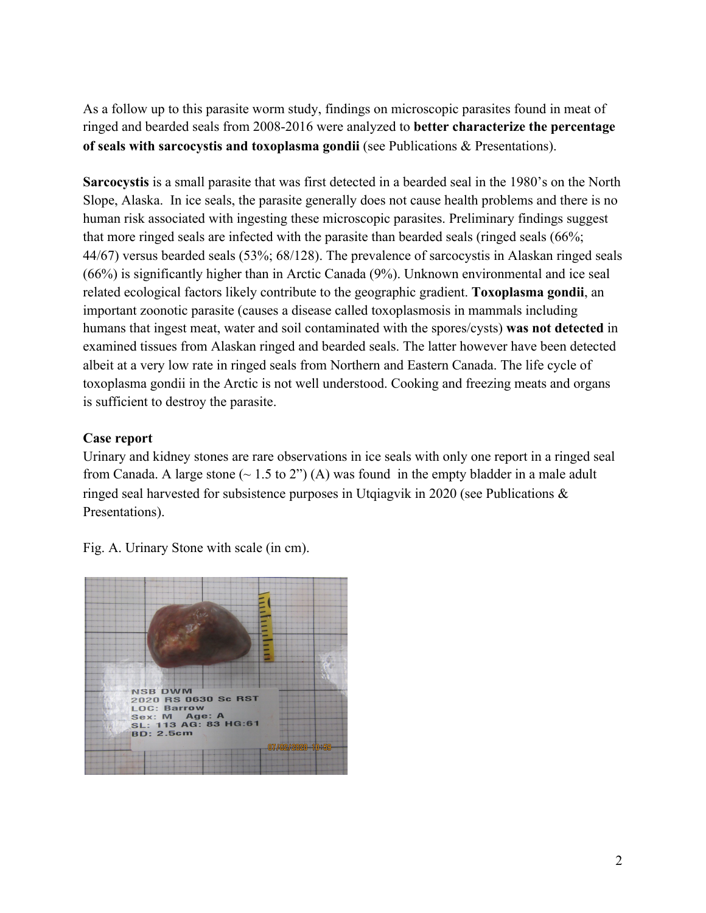As a follow up to this parasite worm study, findings on microscopic parasites found in meat of ringed and bearded seals from 2008-2016 were analyzed to **better characterize the percentage of seals with sarcocystis and toxoplasma gondii** (see Publications & Presentations).

**Sarcocystis** is a small parasite that was first detected in a bearded seal in the 1980's on the North Slope, Alaska. In ice seals, the parasite generally does not cause health problems and there is no human risk associated with ingesting these microscopic parasites. Preliminary findings suggest that more ringed seals are infected with the parasite than bearded seals (ringed seals (66%; 44/67) versus bearded seals (53%; 68/128). The prevalence of sarcocystis in Alaskan ringed seals (66%) is significantly higher than in Arctic Canada (9%). Unknown environmental and ice seal related ecological factors likely contribute to the geographic gradient. **Toxoplasma gondii**, an important zoonotic parasite (causes a disease called toxoplasmosis in mammals including humans that ingest meat, water and soil contaminated with the spores/cysts) **was not detected** in examined tissues from Alaskan ringed and bearded seals. The latter however have been detected albeit at a very low rate in ringed seals from Northern and Eastern Canada. The life cycle of toxoplasma gondii in the Arctic is not well understood. Cooking and freezing meats and organs is sufficient to destroy the parasite.

**Case report**

Urinary and kidney stones are rare observations in ice seals with only one report in a ringed seal from Canada. A large stone (~ 1.5 to 2") (A) was found in the empty bladder in a male adult ringed seal harvested for subsistence purposes in Utqiagvik in 2020 (see Publications & Presentations).

Fig. A. Urinary Stone with scale (in cm).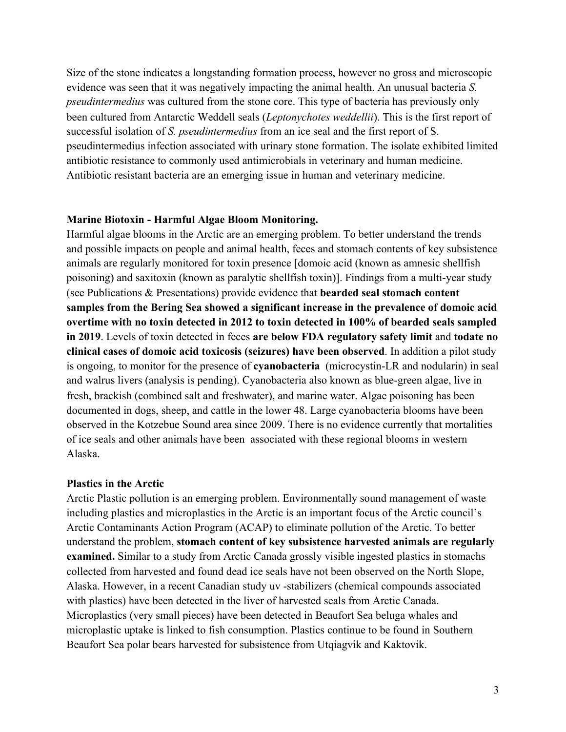Size of the stone indicates a longstanding formation process, however no gross and microscopic evidence was seen that it was negatively impacting the animal health. An unusual bacteria *S. pseudintermedius* was cultured from the stone core. This type of bacteria has previously only been cultured from Antarctic Weddell seals (*Leptonychotes weddellii*). This is the first report of successful isolation of *S. pseudintermedius* from an ice seal and the first report of S. pseudintermedius infection associated with urinary stone formation. The isolate exhibited limited antibiotic resistance to commonly used antimicrobials in veterinary and human medicine. Antibiotic resistant bacteria are an emerging issue in human and veterinary medicine.

**Marine Biotoxin - Harmful Algae Bloom Monitoring.**

Harmful algae blooms in the Arctic are an emerging problem. To better understand the trends and possible impacts on people and animal health, feces and stomach contents of key subsistence animals are regularly monitored for toxin presence [domoic acid (known as amnesic shellfish poisoning) and saxitoxin (known as paralytic shellfish toxin)]. Findings from a multi-year study (see Publications & Presentations) provide evidence that **bearded seal stomach content samples from the Bering Sea showed a significant increase in the prevalence of domoic acid overtime with no toxin detected in 2012 to toxin detected in 100% of bearded seals sampled in 2019**. Levels of toxin detected in feces **are below FDA regulatory safety limit** and **todate no clinical cases of domoic acid toxicosis (seizures) have been observed**. In addition a pilot study is ongoing, to monitor for the presence of **cyanobacteria** (microcystin-LR and nodularin) in seal and walrus livers (analysis is pending). Cyanobacteria also known as blue-green algae, live in fresh, brackish (combined salt and freshwater), and marine water. Algae poisoning has been documented in dogs, sheep, and cattle in the lower 48. Large cyanobacteria blooms have been observed in the Kotzebue Sound area since 2009. There is no evidence currently that mortalities of ice seals and other animals have been associated with these regional blooms in western Alaska.

**Plastics in the Arctic**

Arctic Plastic pollution is an emerging problem. Environmentally sound management of waste including plastics and microplastics in the Arctic is an important focus of the Arctic council's Arctic Contaminants Action Program (ACAP) to eliminate pollution of the Arctic. To better understand the problem, **stomach content of key subsistence harvested animals are regularly examined.** Similar to a study from Arctic Canada grossly visible ingested plastics in stomachs collected from harvested and found dead ice seals have not been observed on the North Slope, Alaska. However, in a recent Canadian study uv -stabilizers (chemical compounds associated with plastics) have been detected in the liver of harvested seals from Arctic Canada. Microplastics (very small pieces) have been detected in Beaufort Sea beluga whales and microplastic uptake is linked to fish consumption. Plastics continue to be found in Southern Beaufort Sea polar bears harvested for subsistence from Utqiagvik and Kaktovik.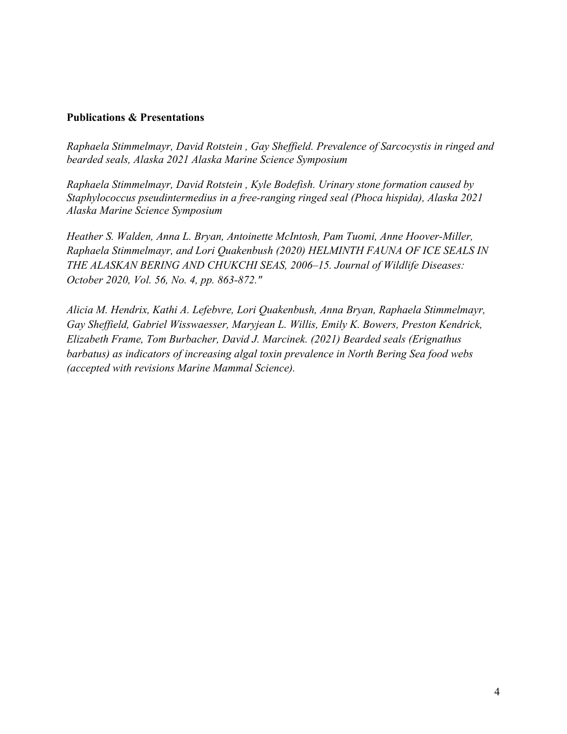**Publications & Presentations**

*Raphaela Stimmelmayr, David Rotstein , Gay Sheffield. Prevalence of Sarcocystis in ringed and bearded seals, Alaska 2021 Alaska Marine Science Symposium*

*Raphaela Stimmelmayr, David Rotstein , Kyle Bodefish. Urinary stone formation caused by Staphylococcus pseudintermedius in a free-ranging ringed seal (Phoca hispida), Alaska 2021 Alaska Marine Science Symposium*

*Heather S. Walden, Anna L. Bryan, Antoinette McIntosh, Pam Tuomi, Anne Hoover-Miller, Raphaela Stimmelmayr, and Lori Quakenbush (2020) HELMINTH FAUNA OF ICE SEALS IN THE ALASKAN BERING AND CHUKCHI SEAS, 2006–15. Journal of Wildlife Diseases: October 2020, Vol. 56, No. 4, pp. 863-872."*

*Alicia M. Hendrix, Kathi A. Lefebvre, Lori Quakenbush, Anna Bryan, Raphaela Stimmelmayr, Gay Sheffield, Gabriel Wisswaesser, Maryjean L. Willis, Emily K. Bowers, Preston Kendrick, Elizabeth Frame, Tom Burbacher, David J. Marcinek. (2021) Bearded seals (Erignathus barbatus) as indicators of increasing algal toxin prevalence in North Bering Sea food webs (accepted with revisions Marine Mammal Science).*